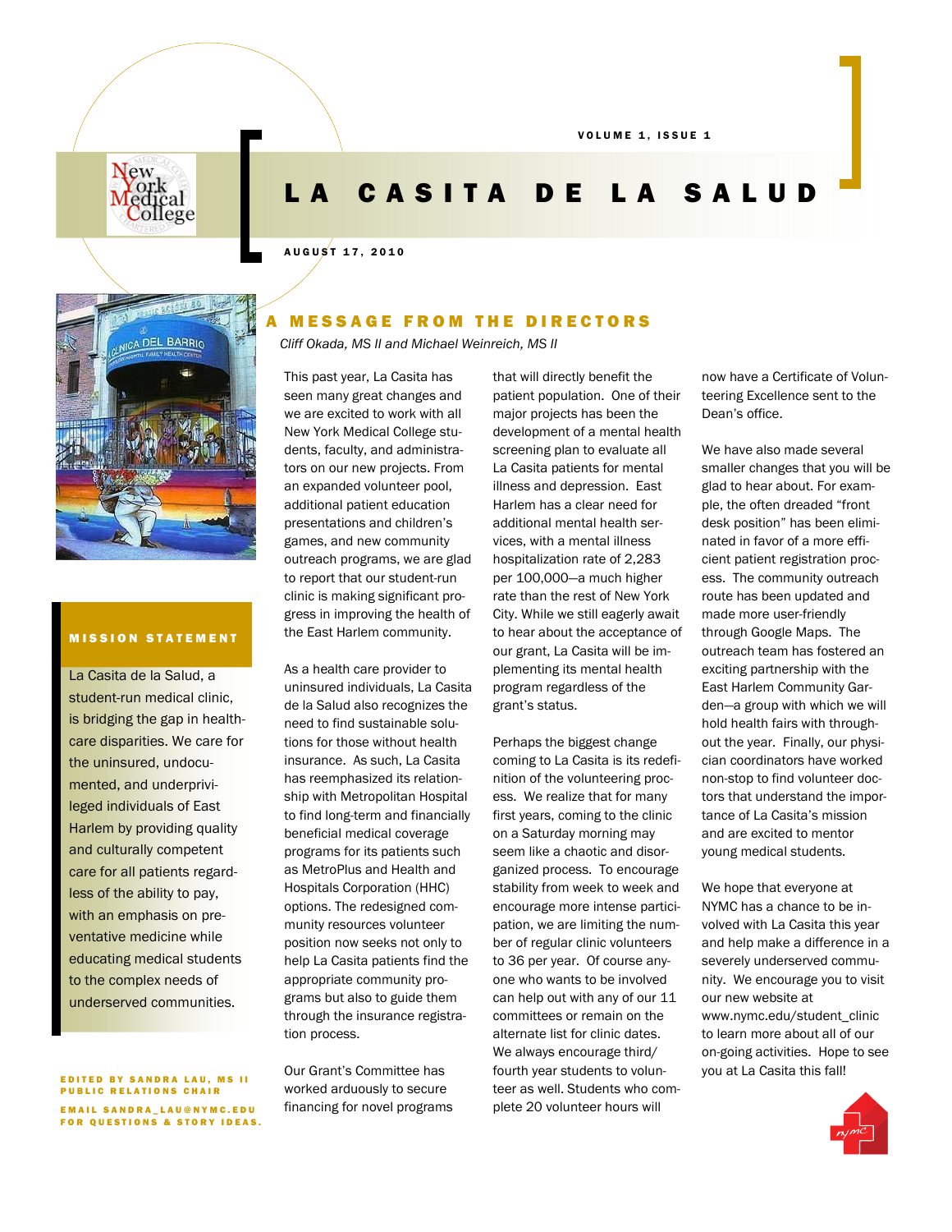# LA CASITA DE LA SALUD

VOLUME 1, ISSUE 1

AUGUST 17, 2010

## MISSION STATEMENT

La Casita de la Salud, a student-run medical clinic, is bridging the gap in healthcare disparities. We care for the uninsured, undocumented, and underprivileged individuals of East Harlem by providing quality and culturally competent care for all patients regardless of the ability to pay, with an emphasis on preventative medicine while educating medical students to the complex needs of underserved communities.

EDITED BY SANDRA LAU, MS II
PUBLIC RELATIONS CHAIR

EMAIL SANDRA_LAU@NYMC.EDU
FOR QUESTIONS & STORY IDEAS.

## A MESSAGE FROM THE DIRECTORS

*Cliff Okada, MS II and Michael Weinreich, MS II*

This past year, La Casita has seen many great changes and we are excited to work with all New York Medical College students, faculty, and administrators on our new projects. From an expanded volunteer pool, additional patient education presentations and children's games, and new community outreach programs, we are glad to report that our student-run clinic is making significant progress in improving the health of the East Harlem community.

As a health care provider to uninsured individuals, La Casita de la Salud also recognizes the need to find sustainable solutions for those without health insurance. As such, La Casita has reemphasized its relationship with Metropolitan Hospital to find long-term and financially beneficial medical coverage programs for its patients such as MetroPlus and Health and Hospitals Corporation (HHC) options. The redesigned community resources volunteer position now seeks not only to help La Casita patients find the appropriate community programs but also to guide them through the insurance registration process.

Our Grant's Committee has worked arduously to secure financing for novel programs that will directly benefit the patient population. One of their major projects has been the development of a mental health screening plan to evaluate all La Casita patients for mental illness and depression. East Harlem has a clear need for additional mental health services, with a mental illness hospitalization rate of 2,283 per 100,000—a much higher rate than the rest of New York City. While we still eagerly await to hear about the acceptance of our grant, La Casita will be implementing its mental health program regardless of the grant's status.

Perhaps the biggest change coming to La Casita is its redefinition of the volunteering process. We realize that for many first years, coming to the clinic on a Saturday morning may seem like a chaotic and disorganized process. To encourage stability from week to week and encourage more intense participation, we are limiting the number of regular clinic volunteers to 36 per year. Of course anyone who wants to be involved can help out with any of our 11 committees or remain on the alternate list for clinic dates. We always encourage third/fourth year students to volunteer as well. Students who complete 20 volunteer hours will now have a Certificate of Volunteering Excellence sent to the Dean's office.

We have also made several smaller changes that you will be glad to hear about. For example, the often dreaded "front desk position" has been eliminated in favor of a more efficient patient registration process. The community outreach route has been updated and made more user-friendly through Google Maps. The outreach team has fostered an exciting partnership with the East Harlem Community Garden—a group with which we will hold health fairs with throughout the year. Finally, our physician coordinators have worked non-stop to find volunteer doctors that understand the importance of La Casita's mission and are excited to mentor young medical students.

We hope that everyone at NYMC has a chance to be involved with La Casita this year and help make a difference in a severely underserved community. We encourage you to visit our new website at www.nymc.edu/student_clinic to learn more about all of our on-going activities. Hope to see you at La Casita this fall!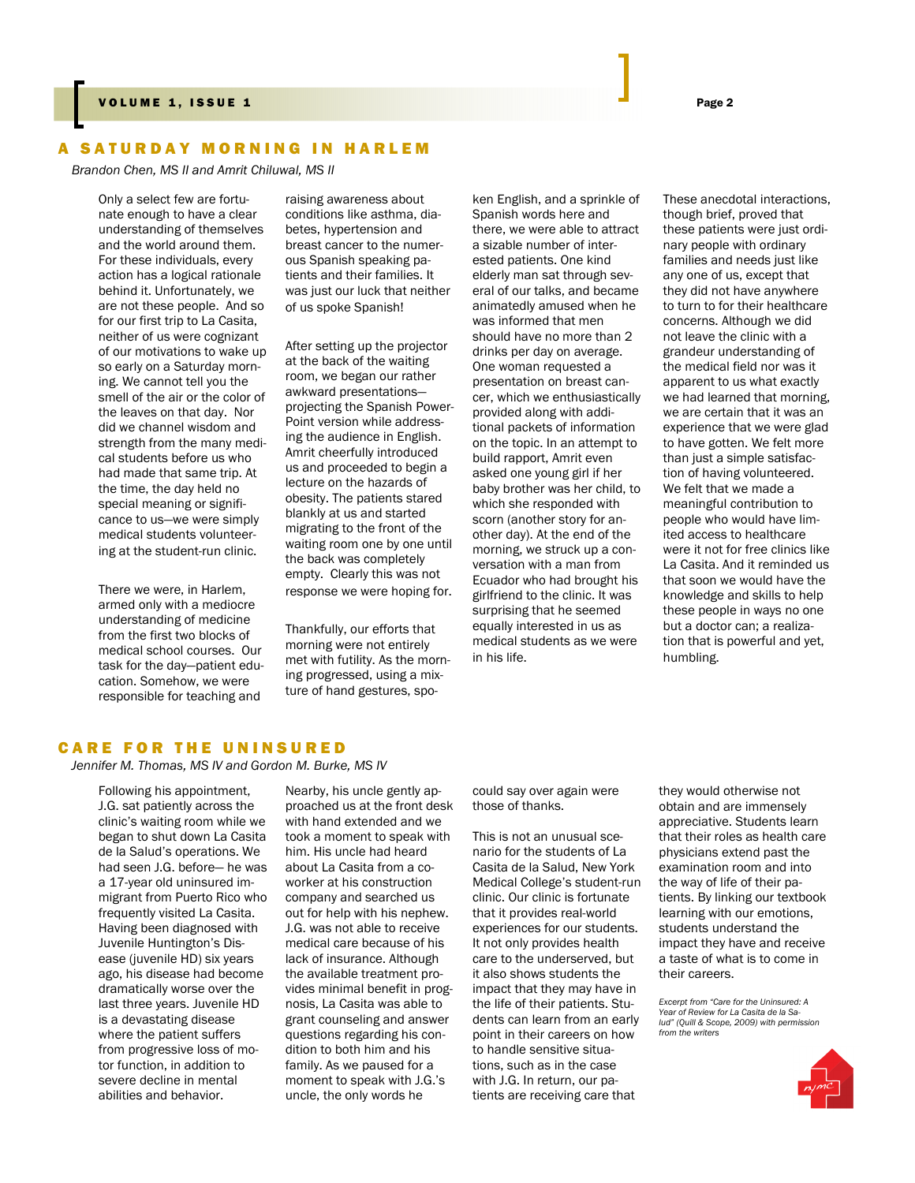## A SATURDAY MORNING IN HARLEM

*Brandon Chen, MS II and Amrit Chiluwal, MS II*

Only a select few are fortunate enough to have a clear understanding of themselves and the world around them. For these individuals, every action has a logical rationale behind it. Unfortunately, we are not these people. And so for our first trip to La Casita, neither of us were cognizant of our motivations to wake up so early on a Saturday morning. We cannot tell you the smell of the air or the color of the leaves on that day. Nor did we channel wisdom and strength from the many medical students before us who had made that same trip. At the time, the day held no special meaning or significance to us—we were simply medical students volunteering at the student-run clinic.

There we were, in Harlem, armed only with a mediocre understanding of medicine from the first two blocks of medical school courses. Our task for the day—patient education. Somehow, we were responsible for teaching and raising awareness about conditions like asthma, diabetes, hypertension and breast cancer to the numerous Spanish speaking patients and their families. It was just our luck that neither of us spoke Spanish!

After setting up the projector at the back of the waiting room, we began our rather awkward presentations—projecting the Spanish PowerPoint version while addressing the audience in English. Amrit cheerfully introduced us and proceeded to begin a lecture on the hazards of obesity. The patients stared blankly at us and started migrating to the front of the waiting room one by one until the back was completely empty. Clearly this was not response we were hoping for.

Thankfully, our efforts that morning were not entirely met with futility. As the morning progressed, using a mixture of hand gestures, spoken English, and a sprinkle of Spanish words here and there, we were able to attract a sizable number of interested patients. One kind elderly man sat through several of our talks, and became animatedly amused when he was informed that men should have no more than 2 drinks per day on average. One woman requested a presentation on breast cancer, which we enthusiastically provided along with additional packets of information on the topic. In an attempt to build rapport, Amrit even asked one young girl if her baby brother was her child, to which she responded with scorn (another story for another day). At the end of the morning, we struck up a conversation with a man from Ecuador who had brought his girlfriend to the clinic. It was surprising that he seemed equally interested in us as medical students as we were in his life.

These anecdotal interactions, though brief, proved that these patients were just ordinary people with ordinary families and needs just like any one of us, except that they did not have anywhere to turn to for their healthcare concerns. Although we did not leave the clinic with a grandeur understanding of the medical field nor was it apparent to us what exactly we had learned that morning, we are certain that it was an experience that we were glad to have gotten. We felt more than just a simple satisfaction of having volunteered. We felt that we made a meaningful contribution to people who would have limited access to healthcare were it not for free clinics like La Casita. And it reminded us that soon we would have the knowledge and skills to help these people in ways no one but a doctor can; a realization that is powerful and yet, humbling.

## CARE FOR THE UNINSURED

*Jennifer M. Thomas, MS IV and Gordon M. Burke, MS IV*

Following his appointment, J.G. sat patiently across the clinic's waiting room while we began to shut down La Casita de la Salud's operations. We had seen J.G. before— he was a 17-year old uninsured immigrant from Puerto Rico who frequently visited La Casita. Having been diagnosed with Juvenile Huntington's Disease (juvenile HD) six years ago, his disease had become dramatically worse over the last three years. Juvenile HD is a devastating disease where the patient suffers from progressive loss of motor function, in addition to severe decline in mental abilities and behavior.

Nearby, his uncle gently approached us at the front desk with hand extended and we took a moment to speak with him. His uncle had heard about La Casita from a coworker at his construction company and searched us out for help with his nephew. J.G. was not able to receive medical care because of his lack of insurance. Although the available treatment provides minimal benefit in prognosis, La Casita was able to grant counseling and answer questions regarding his condition to both him and his family. As we paused for a moment to speak with J.G.'s uncle, the only words he could say over again were those of thanks.

This is not an unusual scenario for the students of La Casita de la Salud, New York Medical College's student-run clinic. Our clinic is fortunate that it provides real-world experiences for our students. It not only provides health care to the underserved, but it also shows students the impact that they may have in the life of their patients. Students can learn from an early point in their careers on how to handle sensitive situations, such as in the case with J.G. In return, our patients are receiving care that they would otherwise not obtain and are immensely appreciative. Students learn that their roles as health care physicians extend past the examination room and into the way of life of their patients. By linking our textbook learning with our emotions, students understand the impact they have and receive a taste of what is to come in their careers.

*Excerpt from "Care for the Uninsured: A Year of Review for La Casita de la Salud" (Quill & Scope, 2009) with permission from the writers*